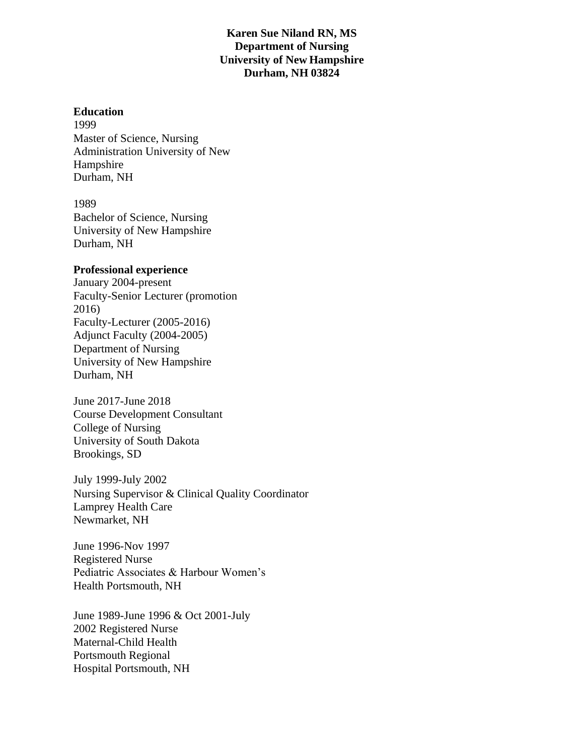**Karen Sue Niland RN, MS**
**Department of Nursing**
**University of New Hampshire**
**Durham, NH 03824**

**Education**

1999
Master of Science, Nursing
Administration University of New
Hampshire
Durham, NH

1989
Bachelor of Science, Nursing
University of New Hampshire
Durham, NH

**Professional experience**

January 2004-present
Faculty-Senior Lecturer (promotion
2016)
Faculty-Lecturer (2005-2016)
Adjunct Faculty (2004-2005)
Department of Nursing
University of New Hampshire
Durham, NH

June 2017-June 2018
Course Development Consultant
College of Nursing
University of South Dakota
Brookings, SD

July 1999-July 2002
Nursing Supervisor & Clinical Quality Coordinator
Lamprey Health Care
Newmarket, NH

June 1996-Nov 1997
Registered Nurse
Pediatric Associates & Harbour Women's
Health Portsmouth, NH

June 1989-June 1996 & Oct 2001-July
2002 Registered Nurse
Maternal-Child Health
Portsmouth Regional
Hospital Portsmouth, NH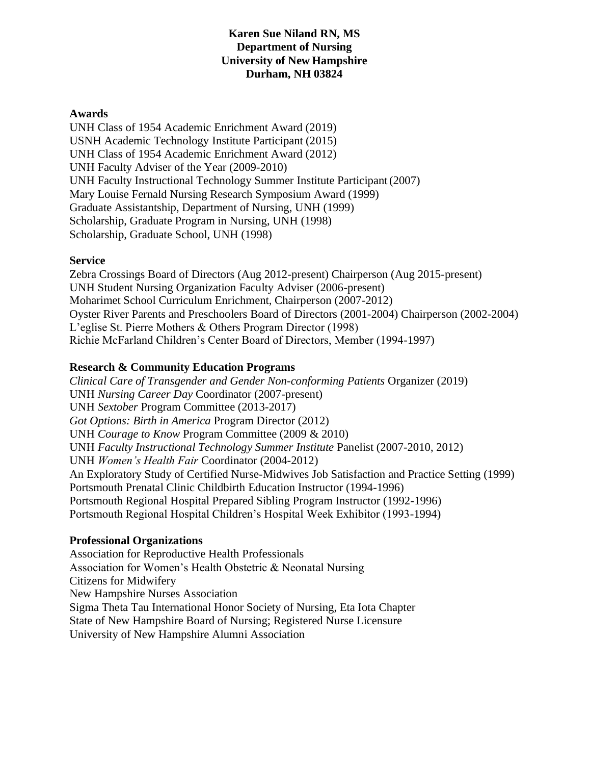**Karen Sue Niland RN, MS**
**Department of Nursing**
**University of New Hampshire**
**Durham, NH 03824**

## Awards

UNH Class of 1954 Academic Enrichment Award (2019)
USNH Academic Technology Institute Participant (2015)
UNH Class of 1954 Academic Enrichment Award (2012)
UNH Faculty Adviser of the Year (2009-2010)
UNH Faculty Instructional Technology Summer Institute Participant (2007)
Mary Louise Fernald Nursing Research Symposium Award (1999)
Graduate Assistantship, Department of Nursing, UNH (1999)
Scholarship, Graduate Program in Nursing, UNH (1998)
Scholarship, Graduate School, UNH (1998)

## Service

Zebra Crossings Board of Directors (Aug 2012-present) Chairperson (Aug 2015-present)
UNH Student Nursing Organization Faculty Adviser (2006-present)
Moharimet School Curriculum Enrichment, Chairperson (2007-2012)
Oyster River Parents and Preschoolers Board of Directors (2001-2004) Chairperson (2002-2004)
L'eglise St. Pierre Mothers & Others Program Director (1998)
Richie McFarland Children's Center Board of Directors, Member (1994-1997)

## Research & Community Education Programs

*Clinical Care of Transgender and Gender Non-conforming Patients* Organizer (2019)
UNH *Nursing Career Day* Coordinator (2007-present)
UNH *Sextober* Program Committee (2013-2017)
*Got Options: Birth in America* Program Director (2012)
UNH *Courage to Know* Program Committee (2009 & 2010)
UNH *Faculty Instructional Technology Summer Institute* Panelist (2007-2010, 2012)
UNH *Women's Health Fair* Coordinator (2004-2012)
An Exploratory Study of Certified Nurse-Midwives Job Satisfaction and Practice Setting (1999)
Portsmouth Prenatal Clinic Childbirth Education Instructor (1994-1996)
Portsmouth Regional Hospital Prepared Sibling Program Instructor (1992-1996)
Portsmouth Regional Hospital Children's Hospital Week Exhibitor (1993-1994)

## Professional Organizations

Association for Reproductive Health Professionals
Association for Women's Health Obstetric & Neonatal Nursing
Citizens for Midwifery
New Hampshire Nurses Association
Sigma Theta Tau International Honor Society of Nursing, Eta Iota Chapter
State of New Hampshire Board of Nursing; Registered Nurse Licensure
University of New Hampshire Alumni Association